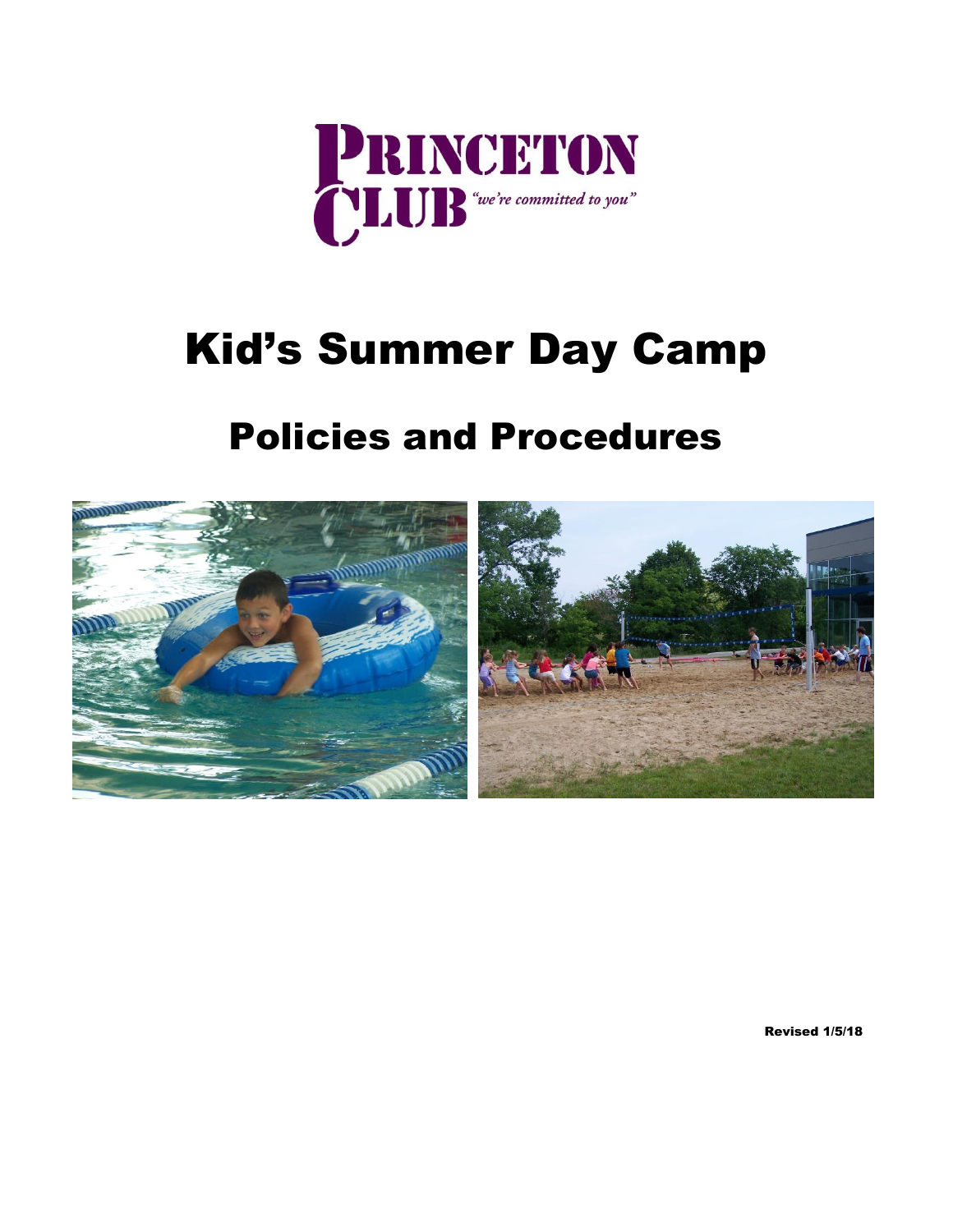# Princeton Club

*"we're committed to you"*

# Kid's Summer Day Camp

# Policies and Procedures

**Revised 1/5/18**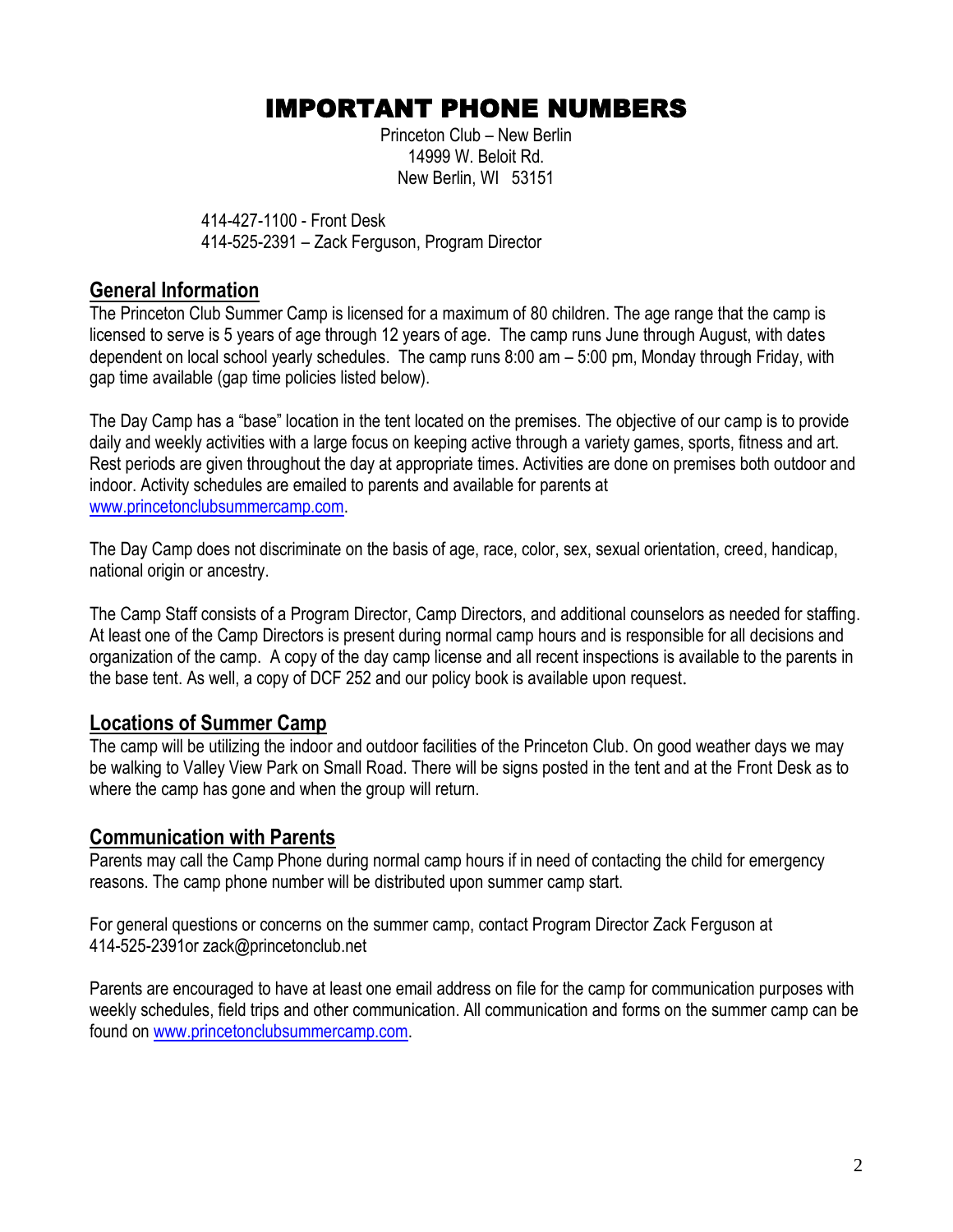# IMPORTANT PHONE NUMBERS

Princeton Club – New Berlin
14999 W. Beloit Rd.
New Berlin, WI 53151

414-427-1100 - Front Desk
414-525-2391 – Zack Ferguson, Program Director

## General Information

The Princeton Club Summer Camp is licensed for a maximum of 80 children. The age range that the camp is licensed to serve is 5 years of age through 12 years of age. The camp runs June through August, with dates dependent on local school yearly schedules. The camp runs 8:00 am – 5:00 pm, Monday through Friday, with gap time available (gap time policies listed below).

The Day Camp has a "base" location in the tent located on the premises. The objective of our camp is to provide daily and weekly activities with a large focus on keeping active through a variety games, sports, fitness and art. Rest periods are given throughout the day at appropriate times. Activities are done on premises both outdoor and indoor. Activity schedules are emailed to parents and available for parents at www.princetonclubsummercamp.com.

The Day Camp does not discriminate on the basis of age, race, color, sex, sexual orientation, creed, handicap, national origin or ancestry.

The Camp Staff consists of a Program Director, Camp Directors, and additional counselors as needed for staffing. At least one of the Camp Directors is present during normal camp hours and is responsible for all decisions and organization of the camp. A copy of the day camp license and all recent inspections is available to the parents in the base tent. As well, a copy of DCF 252 and our policy book is available upon request.

## Locations of Summer Camp

The camp will be utilizing the indoor and outdoor facilities of the Princeton Club. On good weather days we may be walking to Valley View Park on Small Road. There will be signs posted in the tent and at the Front Desk as to where the camp has gone and when the group will return.

## Communication with Parents

Parents may call the Camp Phone during normal camp hours if in need of contacting the child for emergency reasons. The camp phone number will be distributed upon summer camp start.

For general questions or concerns on the summer camp, contact Program Director Zack Ferguson at 414-525-2391or zack@princetonclub.net

Parents are encouraged to have at least one email address on file for the camp for communication purposes with weekly schedules, field trips and other communication. All communication and forms on the summer camp can be found on www.princetonclubsummercamp.com.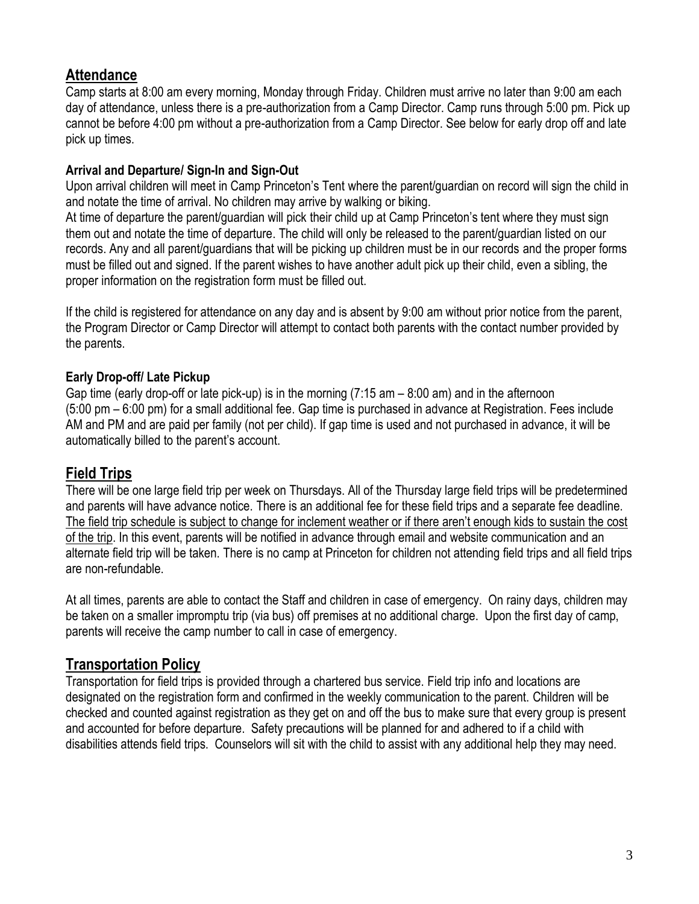## Attendance

Camp starts at 8:00 am every morning, Monday through Friday. Children must arrive no later than 9:00 am each day of attendance, unless there is a pre-authorization from a Camp Director. Camp runs through 5:00 pm. Pick up cannot be before 4:00 pm without a pre-authorization from a Camp Director. See below for early drop off and late pick up times.

### Arrival and Departure/ Sign-In and Sign-Out

Upon arrival children will meet in Camp Princeton's Tent where the parent/guardian on record will sign the child in and notate the time of arrival. No children may arrive by walking or biking.

At time of departure the parent/guardian will pick their child up at Camp Princeton's tent where they must sign them out and notate the time of departure. The child will only be released to the parent/guardian listed on our records. Any and all parent/guardians that will be picking up children must be in our records and the proper forms must be filled out and signed. If the parent wishes to have another adult pick up their child, even a sibling, the proper information on the registration form must be filled out.

If the child is registered for attendance on any day and is absent by 9:00 am without prior notice from the parent, the Program Director or Camp Director will attempt to contact both parents with the contact number provided by the parents.

### Early Drop-off/ Late Pickup

Gap time (early drop-off or late pick-up) is in the morning (7:15 am – 8:00 am) and in the afternoon (5:00 pm – 6:00 pm) for a small additional fee. Gap time is purchased in advance at Registration. Fees include AM and PM and are paid per family (not per child). If gap time is used and not purchased in advance, it will be automatically billed to the parent's account.

## Field Trips

There will be one large field trip per week on Thursdays. All of the Thursday large field trips will be predetermined and parents will have advance notice. There is an additional fee for these field trips and a separate fee deadline. The field trip schedule is subject to change for inclement weather or if there aren't enough kids to sustain the cost of the trip. In this event, parents will be notified in advance through email and website communication and an alternate field trip will be taken. There is no camp at Princeton for children not attending field trips and all field trips are non-refundable.

At all times, parents are able to contact the Staff and children in case of emergency. On rainy days, children may be taken on a smaller impromptu trip (via bus) off premises at no additional charge. Upon the first day of camp, parents will receive the camp number to call in case of emergency.

## Transportation Policy

Transportation for field trips is provided through a chartered bus service. Field trip info and locations are designated on the registration form and confirmed in the weekly communication to the parent. Children will be checked and counted against registration as they get on and off the bus to make sure that every group is present and accounted for before departure. Safety precautions will be planned for and adhered to if a child with disabilities attends field trips. Counselors will sit with the child to assist with any additional help they may need.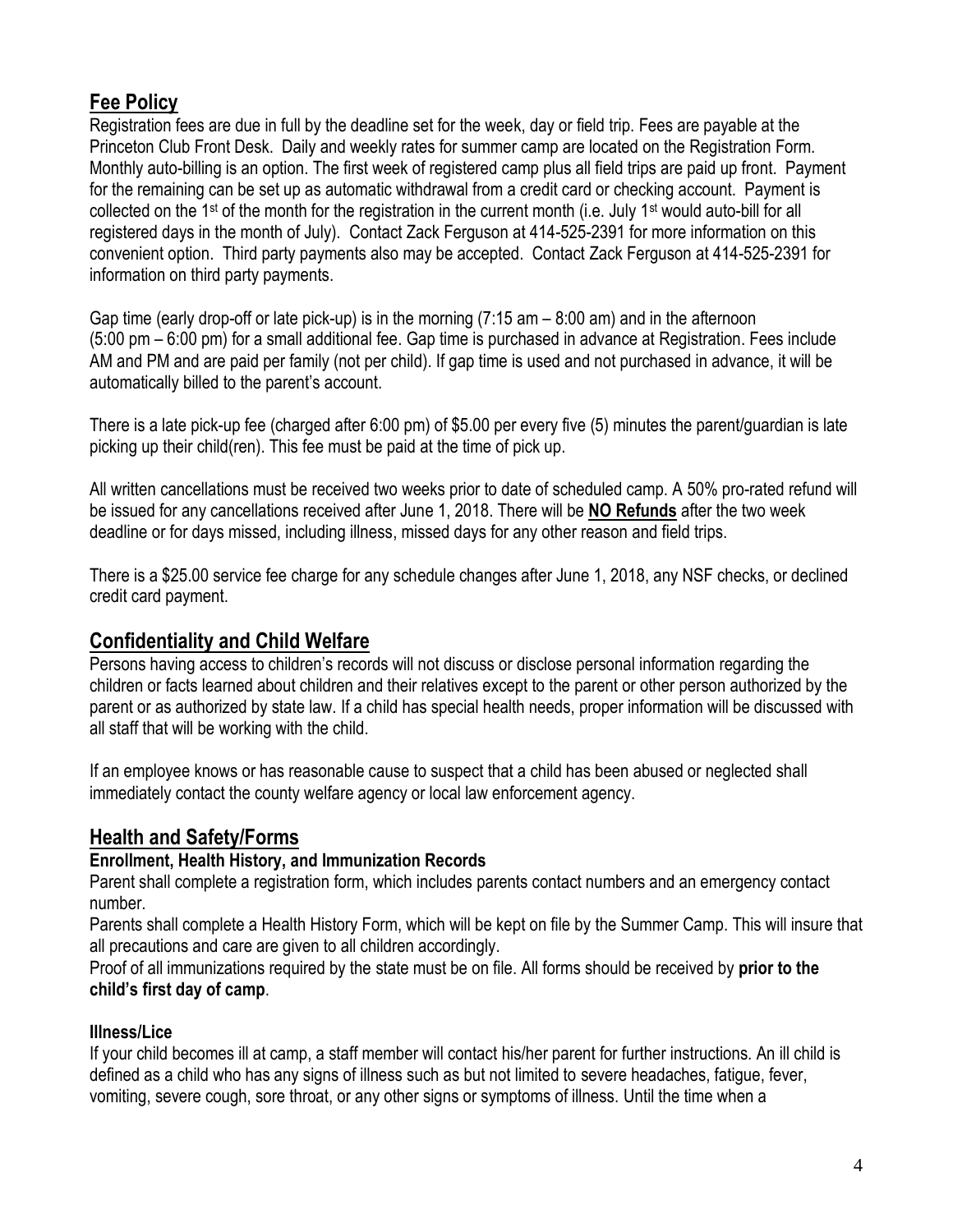## Fee Policy

Registration fees are due in full by the deadline set for the week, day or field trip. Fees are payable at the Princeton Club Front Desk. Daily and weekly rates for summer camp are located on the Registration Form. Monthly auto-billing is an option. The first week of registered camp plus all field trips are paid up front. Payment for the remaining can be set up as automatic withdrawal from a credit card or checking account. Payment is collected on the 1st of the month for the registration in the current month (i.e. July 1st would auto-bill for all registered days in the month of July). Contact Zack Ferguson at 414-525-2391 for more information on this convenient option. Third party payments also may be accepted. Contact Zack Ferguson at 414-525-2391 for information on third party payments.

Gap time (early drop-off or late pick-up) is in the morning (7:15 am – 8:00 am) and in the afternoon (5:00 pm – 6:00 pm) for a small additional fee. Gap time is purchased in advance at Registration. Fees include AM and PM and are paid per family (not per child). If gap time is used and not purchased in advance, it will be automatically billed to the parent's account.

There is a late pick-up fee (charged after 6:00 pm) of $5.00 per every five (5) minutes the parent/guardian is late picking up their child(ren). This fee must be paid at the time of pick up.

All written cancellations must be received two weeks prior to date of scheduled camp. A 50% pro-rated refund will be issued for any cancellations received after June 1, 2018. There will be **NO Refunds** after the two week deadline or for days missed, including illness, missed days for any other reason and field trips.

There is a $25.00 service fee charge for any schedule changes after June 1, 2018, any NSF checks, or declined credit card payment.

## Confidentiality and Child Welfare

Persons having access to children's records will not discuss or disclose personal information regarding the children or facts learned about children and their relatives except to the parent or other person authorized by the parent or as authorized by state law. If a child has special health needs, proper information will be discussed with all staff that will be working with the child.

If an employee knows or has reasonable cause to suspect that a child has been abused or neglected shall immediately contact the county welfare agency or local law enforcement agency.

## Health and Safety/Forms

### Enrollment, Health History, and Immunization Records

Parent shall complete a registration form, which includes parents contact numbers and an emergency contact number.

Parents shall complete a Health History Form, which will be kept on file by the Summer Camp. This will insure that all precautions and care are given to all children accordingly.

Proof of all immunizations required by the state must be on file. All forms should be received by **prior to the child's first day of camp**.

### Illness/Lice

If your child becomes ill at camp, a staff member will contact his/her parent for further instructions. An ill child is defined as a child who has any signs of illness such as but not limited to severe headaches, fatigue, fever, vomiting, severe cough, sore throat, or any other signs or symptoms of illness. Until the time when a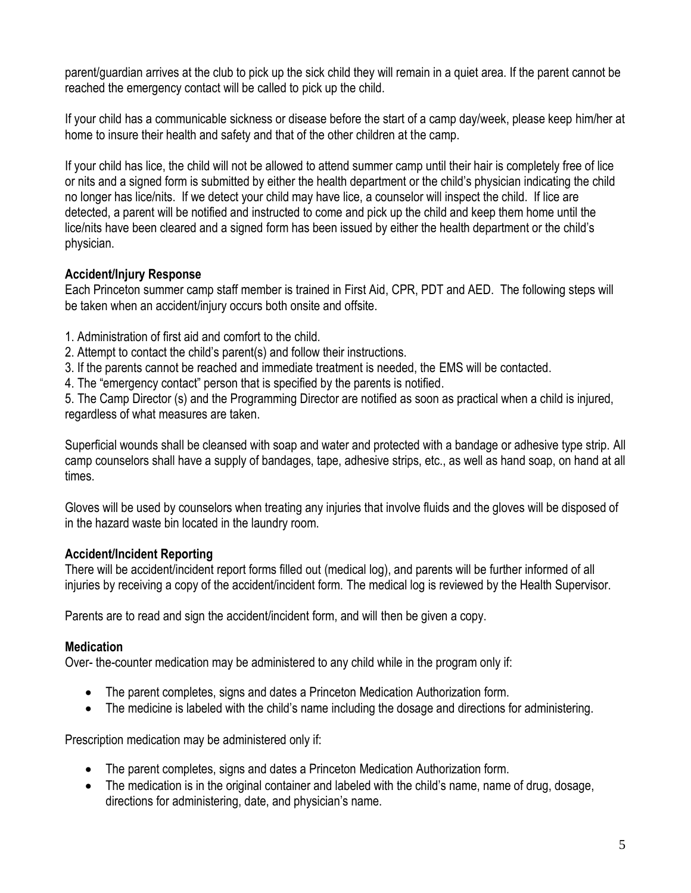parent/guardian arrives at the club to pick up the sick child they will remain in a quiet area. If the parent cannot be reached the emergency contact will be called to pick up the child.

If your child has a communicable sickness or disease before the start of a camp day/week, please keep him/her at home to insure their health and safety and that of the other children at the camp.

If your child has lice, the child will not be allowed to attend summer camp until their hair is completely free of lice or nits and a signed form is submitted by either the health department or the child's physician indicating the child no longer has lice/nits. If we detect your child may have lice, a counselor will inspect the child. If lice are detected, a parent will be notified and instructed to come and pick up the child and keep them home until the lice/nits have been cleared and a signed form has been issued by either the health department or the child's physician.

**Accident/Injury Response**

Each Princeton summer camp staff member is trained in First Aid, CPR, PDT and AED. The following steps will be taken when an accident/injury occurs both onsite and offsite.

1. Administration of first aid and comfort to the child.
2. Attempt to contact the child's parent(s) and follow their instructions.
3. If the parents cannot be reached and immediate treatment is needed, the EMS will be contacted.
4. The "emergency contact" person that is specified by the parents is notified.
5. The Camp Director (s) and the Programming Director are notified as soon as practical when a child is injured, regardless of what measures are taken.

Superficial wounds shall be cleansed with soap and water and protected with a bandage or adhesive type strip. All camp counselors shall have a supply of bandages, tape, adhesive strips, etc., as well as hand soap, on hand at all times.

Gloves will be used by counselors when treating any injuries that involve fluids and the gloves will be disposed of in the hazard waste bin located in the laundry room.

**Accident/Incident Reporting**

There will be accident/incident report forms filled out (medical log), and parents will be further informed of all injuries by receiving a copy of the accident/incident form. The medical log is reviewed by the Health Supervisor.

Parents are to read and sign the accident/incident form, and will then be given a copy.

**Medication**

Over- the-counter medication may be administered to any child while in the program only if:

- The parent completes, signs and dates a Princeton Medication Authorization form.
- The medicine is labeled with the child's name including the dosage and directions for administering.

Prescription medication may be administered only if:

- The parent completes, signs and dates a Princeton Medication Authorization form.
- The medication is in the original container and labeled with the child's name, name of drug, dosage, directions for administering, date, and physician's name.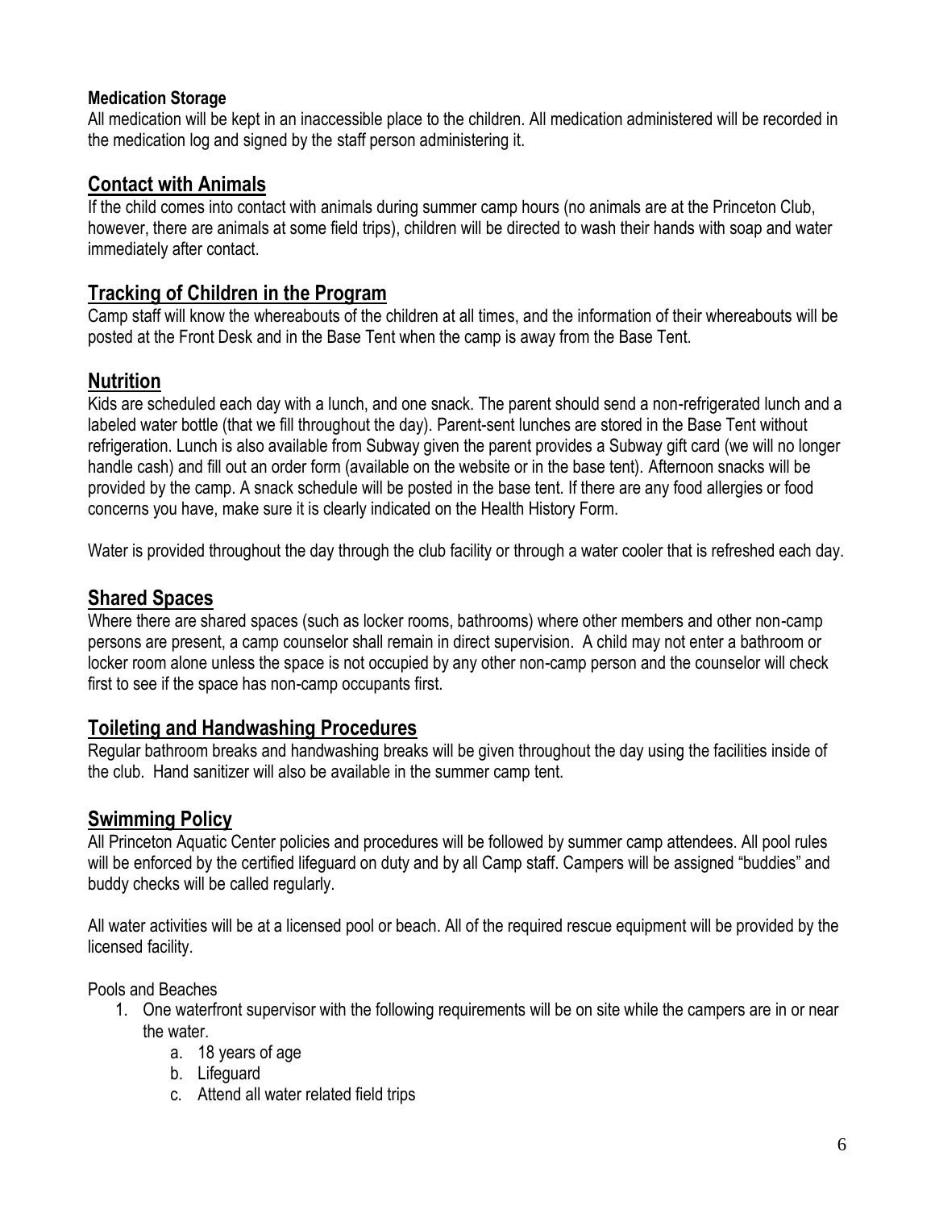**Medication Storage**

All medication will be kept in an inaccessible place to the children. All medication administered will be recorded in the medication log and signed by the staff person administering it.

## Contact with Animals

If the child comes into contact with animals during summer camp hours (no animals are at the Princeton Club, however, there are animals at some field trips), children will be directed to wash their hands with soap and water immediately after contact.

## Tracking of Children in the Program

Camp staff will know the whereabouts of the children at all times, and the information of their whereabouts will be posted at the Front Desk and in the Base Tent when the camp is away from the Base Tent.

## Nutrition

Kids are scheduled each day with a lunch, and one snack. The parent should send a non-refrigerated lunch and a labeled water bottle (that we fill throughout the day). Parent-sent lunches are stored in the Base Tent without refrigeration. Lunch is also available from Subway given the parent provides a Subway gift card (we will no longer handle cash) and fill out an order form (available on the website or in the base tent). Afternoon snacks will be provided by the camp. A snack schedule will be posted in the base tent. If there are any food allergies or food concerns you have, make sure it is clearly indicated on the Health History Form.

Water is provided throughout the day through the club facility or through a water cooler that is refreshed each day.

## Shared Spaces

Where there are shared spaces (such as locker rooms, bathrooms) where other members and other non-camp persons are present, a camp counselor shall remain in direct supervision. A child may not enter a bathroom or locker room alone unless the space is not occupied by any other non-camp person and the counselor will check first to see if the space has non-camp occupants first.

## Toileting and Handwashing Procedures

Regular bathroom breaks and handwashing breaks will be given throughout the day using the facilities inside of the club. Hand sanitizer will also be available in the summer camp tent.

## Swimming Policy

All Princeton Aquatic Center policies and procedures will be followed by summer camp attendees. All pool rules will be enforced by the certified lifeguard on duty and by all Camp staff. Campers will be assigned "buddies" and buddy checks will be called regularly.

All water activities will be at a licensed pool or beach. All of the required rescue equipment will be provided by the licensed facility.

Pools and Beaches

1. One waterfront supervisor with the following requirements will be on site while the campers are in or near the water.
   a. 18 years of age
   b. Lifeguard
   c. Attend all water related field trips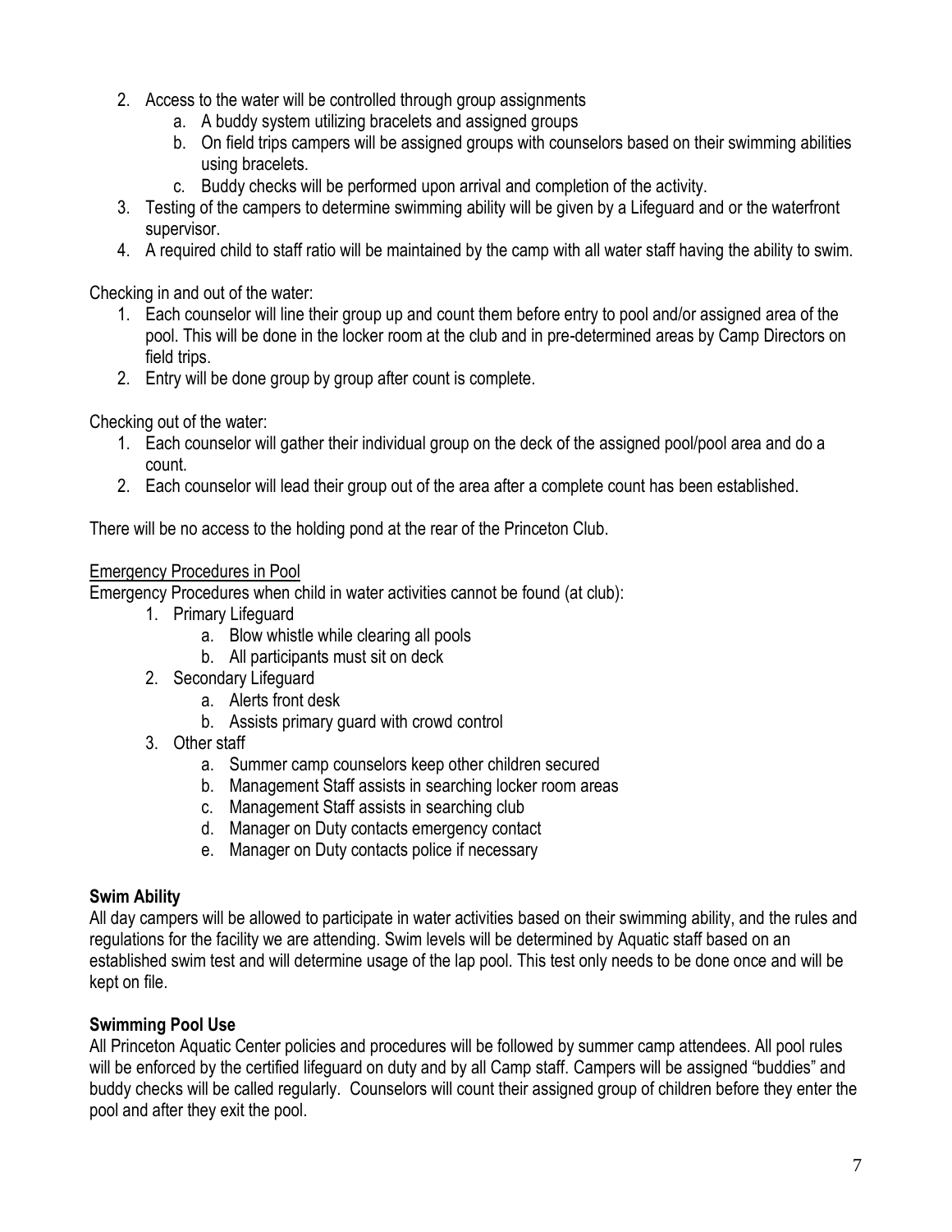2. Access to the water will be controlled through group assignments
    a. A buddy system utilizing bracelets and assigned groups
    b. On field trips campers will be assigned groups with counselors based on their swimming abilities using bracelets.
    c. Buddy checks will be performed upon arrival and completion of the activity.
3. Testing of the campers to determine swimming ability will be given by a Lifeguard and or the waterfront supervisor.
4. A required child to staff ratio will be maintained by the camp with all water staff having the ability to swim.

Checking in and out of the water:

1. Each counselor will line their group up and count them before entry to pool and/or assigned area of the pool. This will be done in the locker room at the club and in pre-determined areas by Camp Directors on field trips.
2. Entry will be done group by group after count is complete.

Checking out of the water:

1. Each counselor will gather their individual group on the deck of the assigned pool/pool area and do a count.
2. Each counselor will lead their group out of the area after a complete count has been established.

There will be no access to the holding pond at the rear of the Princeton Club.

<u>Emergency Procedures in Pool</u>

Emergency Procedures when child in water activities cannot be found (at club):

1. Primary Lifeguard
    a. Blow whistle while clearing all pools
    b. All participants must sit on deck
2. Secondary Lifeguard
    a. Alerts front desk
    b. Assists primary guard with crowd control
3. Other staff
    a. Summer camp counselors keep other children secured
    b. Management Staff assists in searching locker room areas
    c. Management Staff assists in searching club
    d. Manager on Duty contacts emergency contact
    e. Manager on Duty contacts police if necessary

**Swim Ability**

All day campers will be allowed to participate in water activities based on their swimming ability, and the rules and regulations for the facility we are attending. Swim levels will be determined by Aquatic staff based on an established swim test and will determine usage of the lap pool. This test only needs to be done once and will be kept on file.

**Swimming Pool Use**

All Princeton Aquatic Center policies and procedures will be followed by summer camp attendees. All pool rules will be enforced by the certified lifeguard on duty and by all Camp staff. Campers will be assigned "buddies" and buddy checks will be called regularly. Counselors will count their assigned group of children before they enter the pool and after they exit the pool.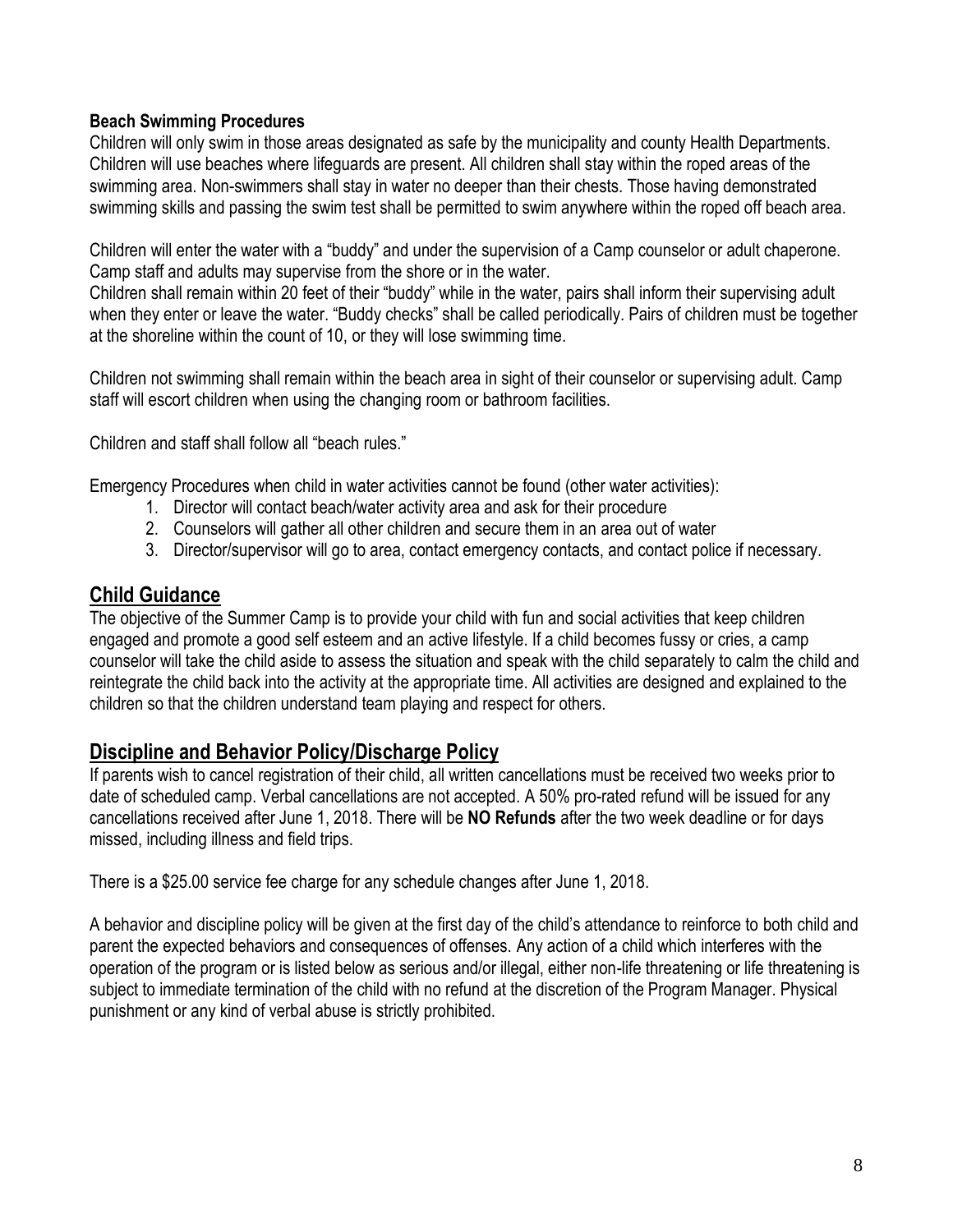**Beach Swimming Procedures**

Children will only swim in those areas designated as safe by the municipality and county Health Departments. Children will use beaches where lifeguards are present. All children shall stay within the roped areas of the swimming area. Non-swimmers shall stay in water no deeper than their chests. Those having demonstrated swimming skills and passing the swim test shall be permitted to swim anywhere within the roped off beach area.

Children will enter the water with a "buddy" and under the supervision of a Camp counselor or adult chaperone. Camp staff and adults may supervise from the shore or in the water.
Children shall remain within 20 feet of their "buddy" while in the water, pairs shall inform their supervising adult when they enter or leave the water. "Buddy checks" shall be called periodically. Pairs of children must be together at the shoreline within the count of 10, or they will lose swimming time.

Children not swimming shall remain within the beach area in sight of their counselor or supervising adult. Camp staff will escort children when using the changing room or bathroom facilities.

Children and staff shall follow all "beach rules."

Emergency Procedures when child in water activities cannot be found (other water activities):

1. Director will contact beach/water activity area and ask for their procedure
2. Counselors will gather all other children and secure them in an area out of water
3. Director/supervisor will go to area, contact emergency contacts, and contact police if necessary.

## Child Guidance

The objective of the Summer Camp is to provide your child with fun and social activities that keep children engaged and promote a good self esteem and an active lifestyle. If a child becomes fussy or cries, a camp counselor will take the child aside to assess the situation and speak with the child separately to calm the child and reintegrate the child back into the activity at the appropriate time. All activities are designed and explained to the children so that the children understand team playing and respect for others.

## Discipline and Behavior Policy/Discharge Policy

If parents wish to cancel registration of their child, all written cancellations must be received two weeks prior to date of scheduled camp. Verbal cancellations are not accepted. A 50% pro-rated refund will be issued for any cancellations received after June 1, 2018. There will be **NO Refunds** after the two week deadline or for days missed, including illness and field trips.

There is a $25.00 service fee charge for any schedule changes after June 1, 2018.

A behavior and discipline policy will be given at the first day of the child's attendance to reinforce to both child and parent the expected behaviors and consequences of offenses. Any action of a child which interferes with the operation of the program or is listed below as serious and/or illegal, either non-life threatening or life threatening is subject to immediate termination of the child with no refund at the discretion of the Program Manager. Physical punishment or any kind of verbal abuse is strictly prohibited.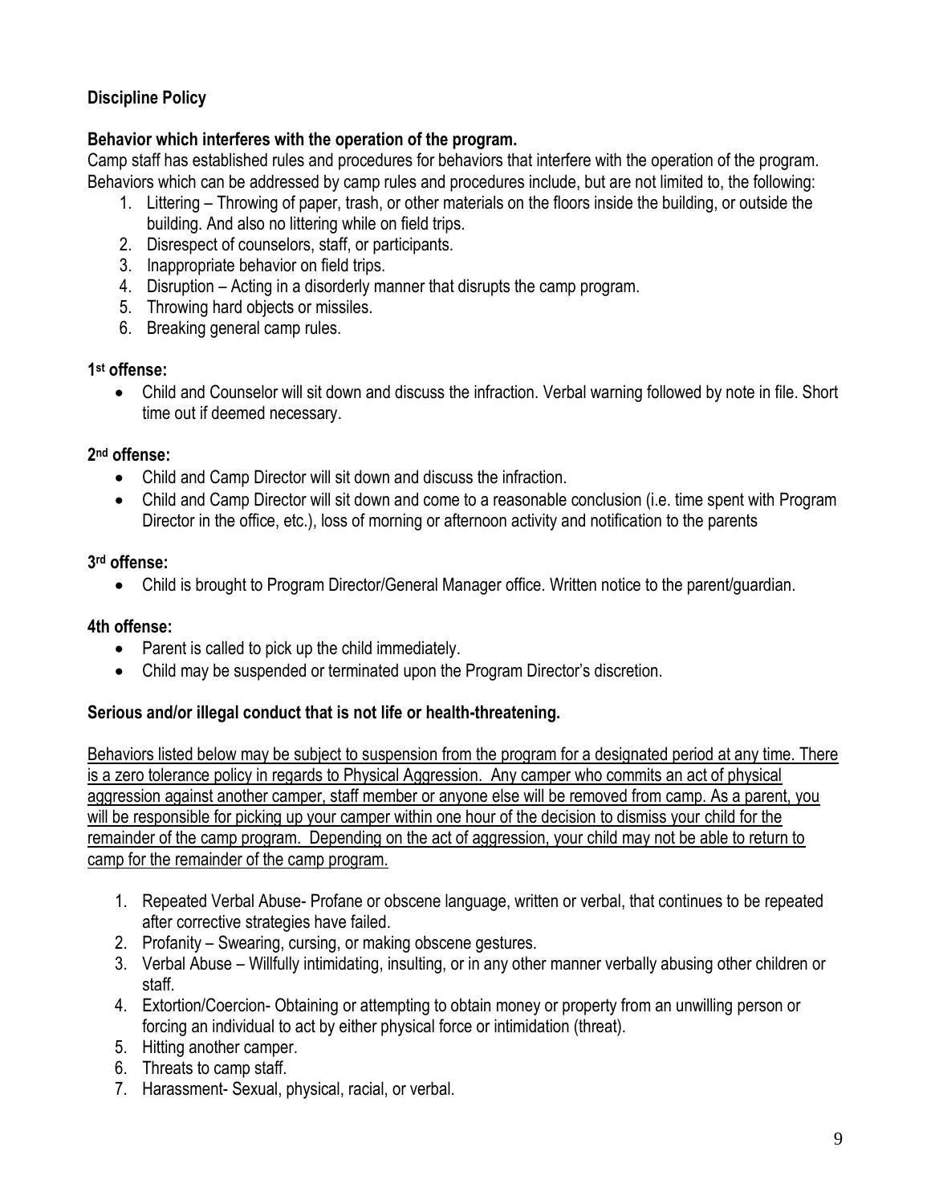**Discipline Policy**

**Behavior which interferes with the operation of the program.**

Camp staff has established rules and procedures for behaviors that interfere with the operation of the program. Behaviors which can be addressed by camp rules and procedures include, but are not limited to, the following:

1. Littering – Throwing of paper, trash, or other materials on the floors inside the building, or outside the building. And also no littering while on field trips.
2. Disrespect of counselors, staff, or participants.
3. Inappropriate behavior on field trips.
4. Disruption – Acting in a disorderly manner that disrupts the camp program.
5. Throwing hard objects or missiles.
6. Breaking general camp rules.

**1st offense:**

- Child and Counselor will sit down and discuss the infraction. Verbal warning followed by note in file. Short time out if deemed necessary.

**2nd offense:**

- Child and Camp Director will sit down and discuss the infraction.
- Child and Camp Director will sit down and come to a reasonable conclusion (i.e. time spent with Program Director in the office, etc.), loss of morning or afternoon activity and notification to the parents

**3rd offense:**

- Child is brought to Program Director/General Manager office. Written notice to the parent/guardian.

**4th offense:**

- Parent is called to pick up the child immediately.
- Child may be suspended or terminated upon the Program Director's discretion.

**Serious and/or illegal conduct that is not life or health-threatening.**

<u>Behaviors listed below may be subject to suspension from the program for a designated period at any time. There is a zero tolerance policy in regards to Physical Aggression. Any camper who commits an act of physical aggression against another camper, staff member or anyone else will be removed from camp. As a parent, you will be responsible for picking up your camper within one hour of the decision to dismiss your child for the remainder of the camp program. Depending on the act of aggression, your child may not be able to return to camp for the remainder of the camp program.</u>

1. Repeated Verbal Abuse- Profane or obscene language, written or verbal, that continues to be repeated after corrective strategies have failed.
2. Profanity – Swearing, cursing, or making obscene gestures.
3. Verbal Abuse – Willfully intimidating, insulting, or in any other manner verbally abusing other children or staff.
4. Extortion/Coercion- Obtaining or attempting to obtain money or property from an unwilling person or forcing an individual to act by either physical force or intimidation (threat).
5. Hitting another camper.
6. Threats to camp staff.
7. Harassment- Sexual, physical, racial, or verbal.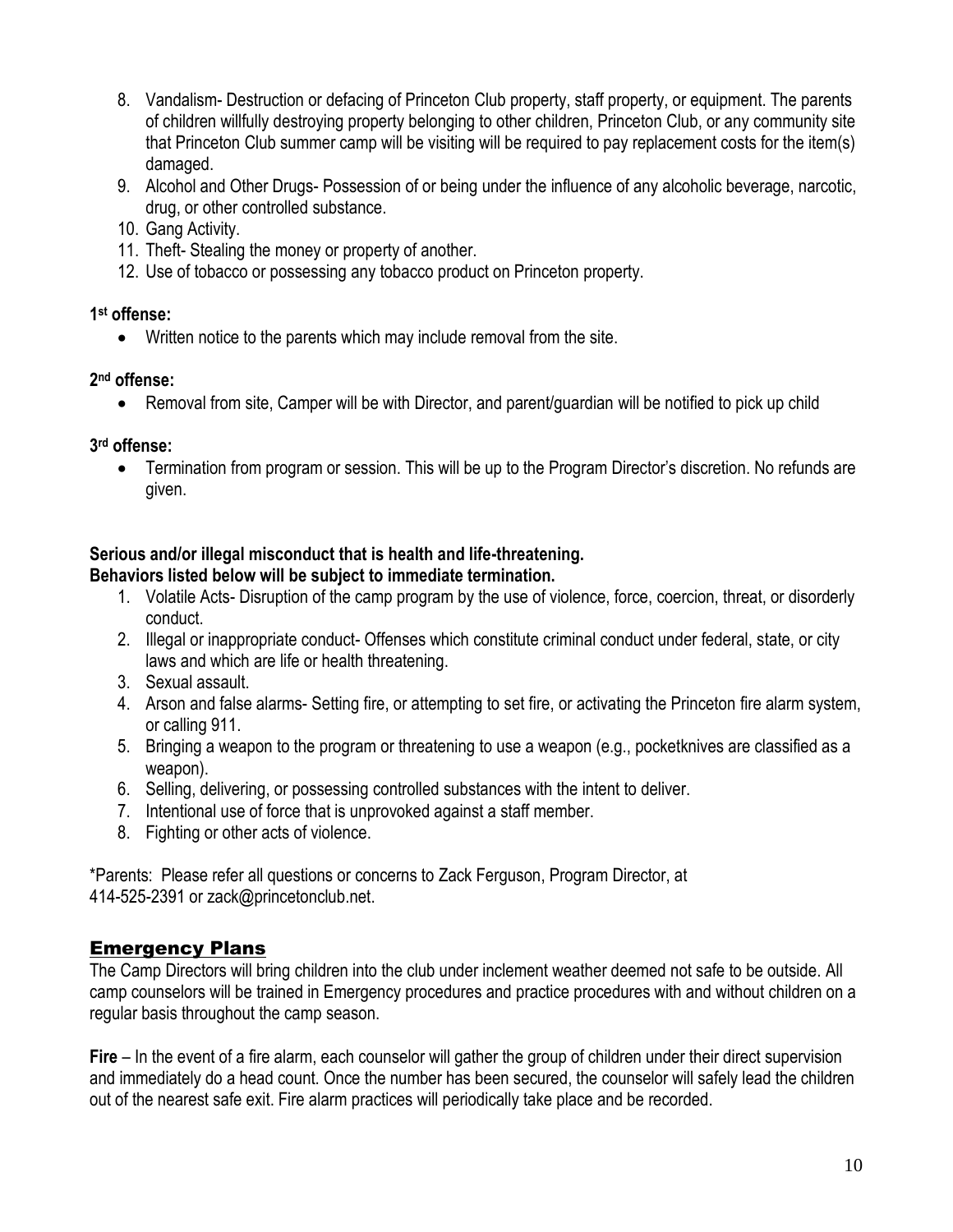8. Vandalism- Destruction or defacing of Princeton Club property, staff property, or equipment. The parents of children willfully destroying property belonging to other children, Princeton Club, or any community site that Princeton Club summer camp will be visiting will be required to pay replacement costs for the item(s) damaged.
9. Alcohol and Other Drugs- Possession of or being under the influence of any alcoholic beverage, narcotic, drug, or other controlled substance.
10. Gang Activity.
11. Theft- Stealing the money or property of another.
12. Use of tobacco or possessing any tobacco product on Princeton property.

**1st offense:**

- Written notice to the parents which may include removal from the site.

**2nd offense:**

- Removal from site, Camper will be with Director, and parent/guardian will be notified to pick up child

**3rd offense:**

- Termination from program or session. This will be up to the Program Director's discretion. No refunds are given.

**Serious and/or illegal misconduct that is health and life-threatening.**
**Behaviors listed below will be subject to immediate termination.**

1. Volatile Acts- Disruption of the camp program by the use of violence, force, coercion, threat, or disorderly conduct.
2. Illegal or inappropriate conduct- Offenses which constitute criminal conduct under federal, state, or city laws and which are life or health threatening.
3. Sexual assault.
4. Arson and false alarms- Setting fire, or attempting to set fire, or activating the Princeton fire alarm system, or calling 911.
5. Bringing a weapon to the program or threatening to use a weapon (e.g., pocketknives are classified as a weapon).
6. Selling, delivering, or possessing controlled substances with the intent to deliver.
7. Intentional use of force that is unprovoked against a staff member.
8. Fighting or other acts of violence.

*Parents: Please refer all questions or concerns to Zack Ferguson, Program Director, at 414-525-2391 or zack@princetonclub.net.

## Emergency Plans

The Camp Directors will bring children into the club under inclement weather deemed not safe to be outside. All camp counselors will be trained in Emergency procedures and practice procedures with and without children on a regular basis throughout the camp season.

**Fire** – In the event of a fire alarm, each counselor will gather the group of children under their direct supervision and immediately do a head count. Once the number has been secured, the counselor will safely lead the children out of the nearest safe exit. Fire alarm practices will periodically take place and be recorded.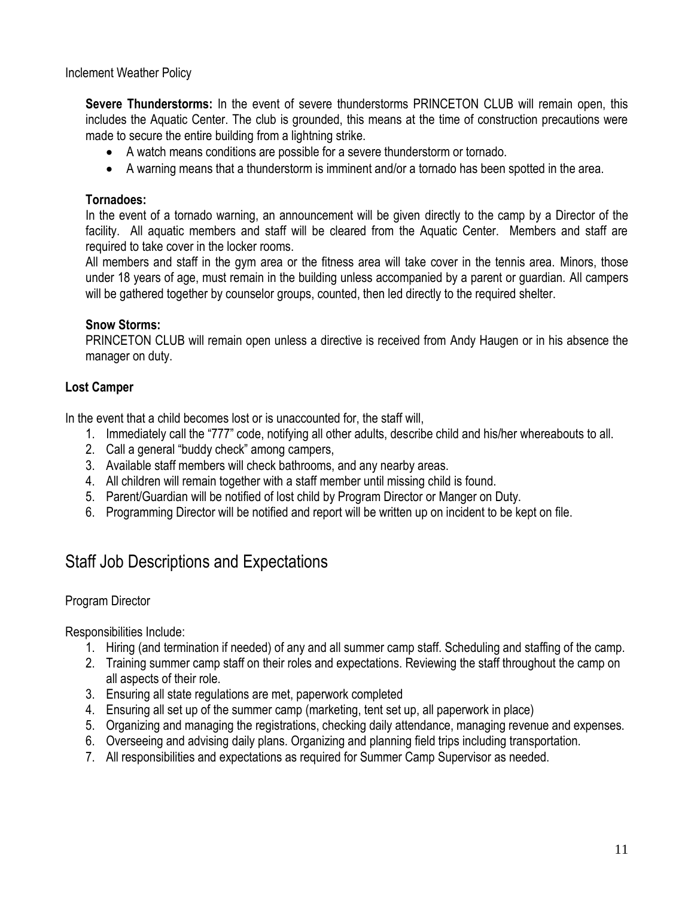Inclement Weather Policy

**Severe Thunderstorms:** In the event of severe thunderstorms PRINCETON CLUB will remain open, this includes the Aquatic Center. The club is grounded, this means at the time of construction precautions were made to secure the entire building from a lightning strike.

- A watch means conditions are possible for a severe thunderstorm or tornado.
- A warning means that a thunderstorm is imminent and/or a tornado has been spotted in the area.

**Tornadoes:**

In the event of a tornado warning, an announcement will be given directly to the camp by a Director of the facility. All aquatic members and staff will be cleared from the Aquatic Center. Members and staff are required to take cover in the locker rooms.

All members and staff in the gym area or the fitness area will take cover in the tennis area. Minors, those under 18 years of age, must remain in the building unless accompanied by a parent or guardian. All campers will be gathered together by counselor groups, counted, then led directly to the required shelter.

**Snow Storms:**

PRINCETON CLUB will remain open unless a directive is received from Andy Haugen or in his absence the manager on duty.

**Lost Camper**

In the event that a child becomes lost or is unaccounted for, the staff will,

1. Immediately call the "777" code, notifying all other adults, describe child and his/her whereabouts to all.
2. Call a general "buddy check" among campers,
3. Available staff members will check bathrooms, and any nearby areas.
4. All children will remain together with a staff member until missing child is found.
5. Parent/Guardian will be notified of lost child by Program Director or Manger on Duty.
6. Programming Director will be notified and report will be written up on incident to be kept on file.

## Staff Job Descriptions and Expectations

Program Director

Responsibilities Include:

1. Hiring (and termination if needed) of any and all summer camp staff. Scheduling and staffing of the camp.
2. Training summer camp staff on their roles and expectations. Reviewing the staff throughout the camp on all aspects of their role.
3. Ensuring all state regulations are met, paperwork completed
4. Ensuring all set up of the summer camp (marketing, tent set up, all paperwork in place)
5. Organizing and managing the registrations, checking daily attendance, managing revenue and expenses.
6. Overseeing and advising daily plans. Organizing and planning field trips including transportation.
7. All responsibilities and expectations as required for Summer Camp Supervisor as needed.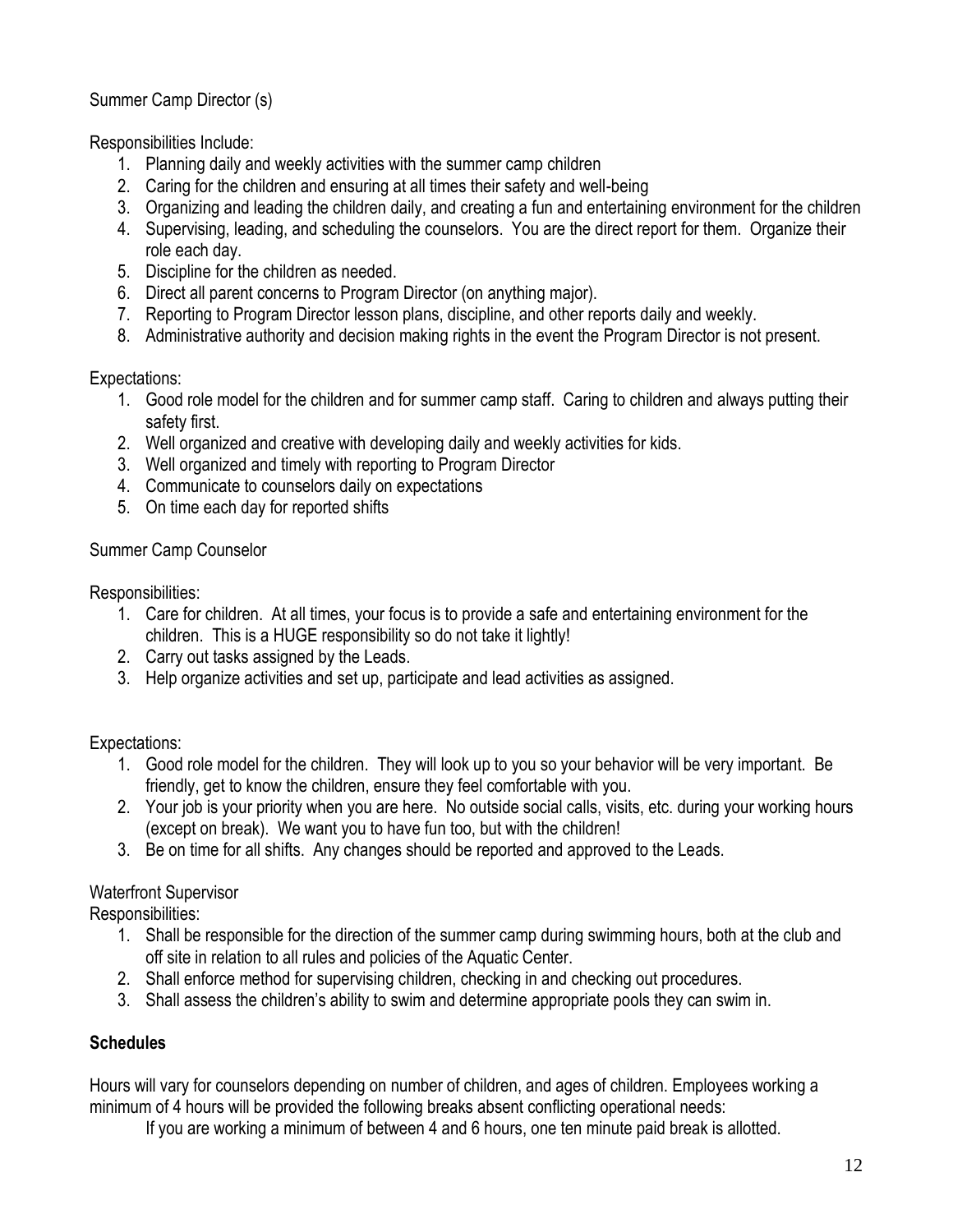Summer Camp Director (s)

Responsibilities Include:

1. Planning daily and weekly activities with the summer camp children
2. Caring for the children and ensuring at all times their safety and well-being
3. Organizing and leading the children daily, and creating a fun and entertaining environment for the children
4. Supervising, leading, and scheduling the counselors. You are the direct report for them. Organize their role each day.
5. Discipline for the children as needed.
6. Direct all parent concerns to Program Director (on anything major).
7. Reporting to Program Director lesson plans, discipline, and other reports daily and weekly.
8. Administrative authority and decision making rights in the event the Program Director is not present.

Expectations:

1. Good role model for the children and for summer camp staff. Caring to children and always putting their safety first.
2. Well organized and creative with developing daily and weekly activities for kids.
3. Well organized and timely with reporting to Program Director
4. Communicate to counselors daily on expectations
5. On time each day for reported shifts

Summer Camp Counselor

Responsibilities:

1. Care for children. At all times, your focus is to provide a safe and entertaining environment for the children. This is a HUGE responsibility so do not take it lightly!
2. Carry out tasks assigned by the Leads.
3. Help organize activities and set up, participate and lead activities as assigned.

Expectations:

1. Good role model for the children. They will look up to you so your behavior will be very important. Be friendly, get to know the children, ensure they feel comfortable with you.
2. Your job is your priority when you are here. No outside social calls, visits, etc. during your working hours (except on break). We want you to have fun too, but with the children!
3. Be on time for all shifts. Any changes should be reported and approved to the Leads.

Waterfront Supervisor

Responsibilities:

1. Shall be responsible for the direction of the summer camp during swimming hours, both at the club and off site in relation to all rules and policies of the Aquatic Center.
2. Shall enforce method for supervising children, checking in and checking out procedures.
3. Shall assess the children's ability to swim and determine appropriate pools they can swim in.

**Schedules**

Hours will vary for counselors depending on number of children, and ages of children. Employees working a minimum of 4 hours will be provided the following breaks absent conflicting operational needs:

If you are working a minimum of between 4 and 6 hours, one ten minute paid break is allotted.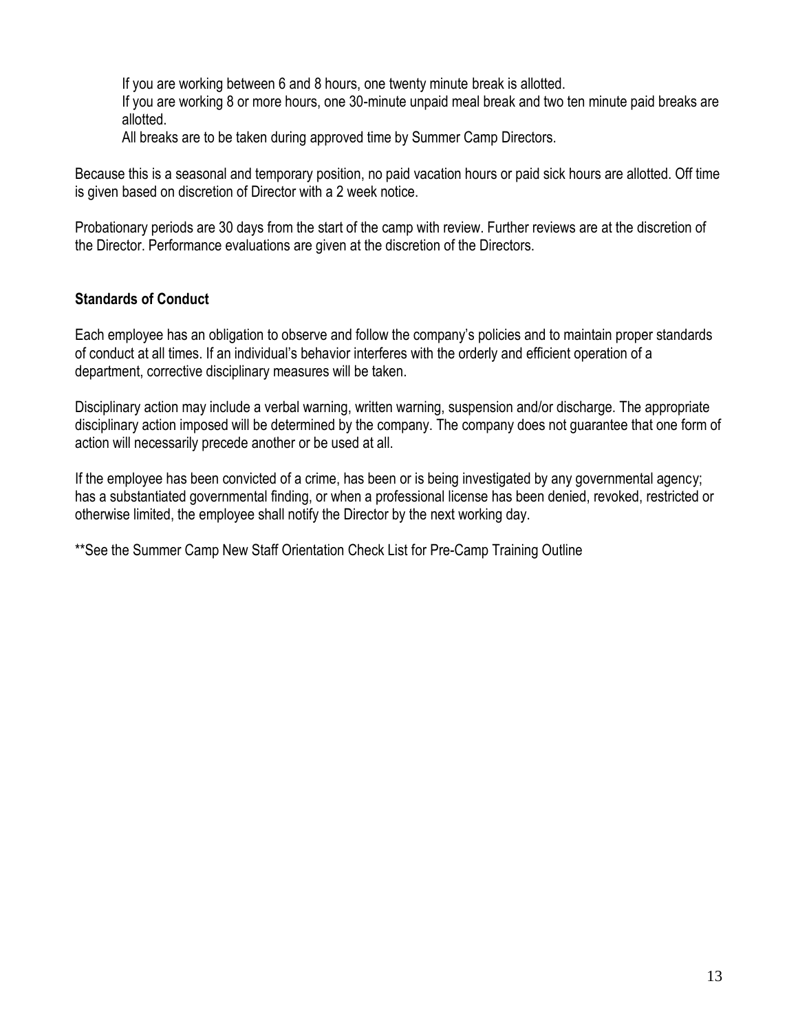If you are working between 6 and 8 hours, one twenty minute break is allotted.
If you are working 8 or more hours, one 30-minute unpaid meal break and two ten minute paid breaks are allotted.
All breaks are to be taken during approved time by Summer Camp Directors.

Because this is a seasonal and temporary position, no paid vacation hours or paid sick hours are allotted. Off time is given based on discretion of Director with a 2 week notice.

Probationary periods are 30 days from the start of the camp with review. Further reviews are at the discretion of the Director. Performance evaluations are given at the discretion of the Directors.

**Standards of Conduct**

Each employee has an obligation to observe and follow the company's policies and to maintain proper standards of conduct at all times. If an individual's behavior interferes with the orderly and efficient operation of a department, corrective disciplinary measures will be taken.

Disciplinary action may include a verbal warning, written warning, suspension and/or discharge. The appropriate disciplinary action imposed will be determined by the company. The company does not guarantee that one form of action will necessarily precede another or be used at all.

If the employee has been convicted of a crime, has been or is being investigated by any governmental agency; has a substantiated governmental finding, or when a professional license has been denied, revoked, restricted or otherwise limited, the employee shall notify the Director by the next working day.

**See the Summer Camp New Staff Orientation Check List for Pre-Camp Training Outline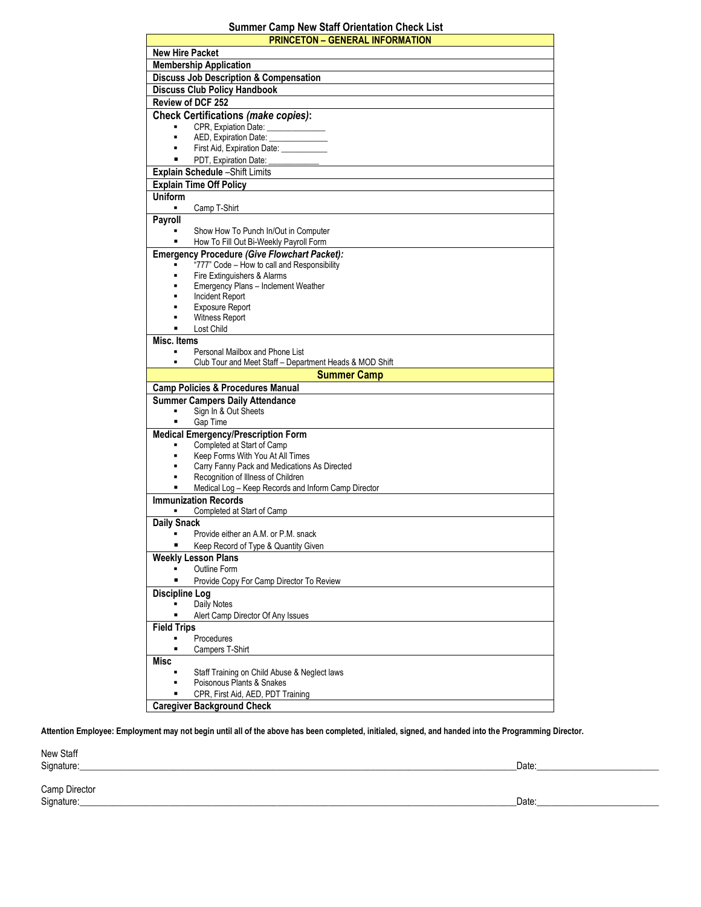# Summary Camp New Staff Orientation Check List

**PRINCETON – GENERAL INFORMATION**

**New Hire Packet**

**Membership Application**

**Discuss Job Description & Compensation**

**Discuss Club Policy Handbook**

**Review of DCF 252**

**Check Certifications *(make copies)*:**

- CPR, Expiation Date: ______________
- AED, Expiration Date: ______________
- First Aid, Expiration Date: ___________
- PDT, Expiration Date: ____________

**Explain Schedule** –Shift Limits

**Explain Time Off Policy**

**Uniform**

- Camp T-Shirt

**Payroll**

- Show How To Punch In/Out in Computer
- How To Fill Out Bi-Weekly Payroll Form

**Emergency Procedure *(Give Flowchart Packet)*:**

- "777" Code – How to call and Responsibility
- Fire Extinguishers & Alarms
- Emergency Plans – Inclement Weather
- Incident Report
- Exposure Report
- Witness Report
- Lost Child

**Misc. Items**

- Personal Mailbox and Phone List
- Club Tour and Meet Staff – Department Heads & MOD Shift

**Summer Camp**

**Camp Policies & Procedures Manual**

**Summer Campers Daily Attendance**

- Sign In & Out Sheets
- Gap Time

**Medical Emergency/Prescription Form**

- Completed at Start of Camp
- Keep Forms With You At All Times
- Carry Fanny Pack and Medications As Directed
- Recognition of Illness of Children
- Medical Log – Keep Records and Inform Camp Director

**Immunization Records**

- Completed at Start of Camp

**Daily Snack**

- Provide either an A.M. or P.M. snack
- Keep Record of Type & Quantity Given

**Weekly Lesson Plans**

- Outline Form
- Provide Copy For Camp Director To Review

**Discipline Log**

- Daily Notes
- Alert Camp Director Of Any Issues

**Field Trips**

- Procedures
- Campers T-Shirt

**Misc**

- Staff Training on Child Abuse & Neglect laws
- Poisonous Plants & Snakes
- CPR, First Aid, AED, PDT Training

**Caregiver Background Check**

**Attention Employee: Employment may not begin until all of the above has been completed, initialed, signed, and handed into the Programming Director.**

New Staff
Signature:_____________________________________________ Date:__________________

Camp Director
Signature:_____________________________________________ Date:__________________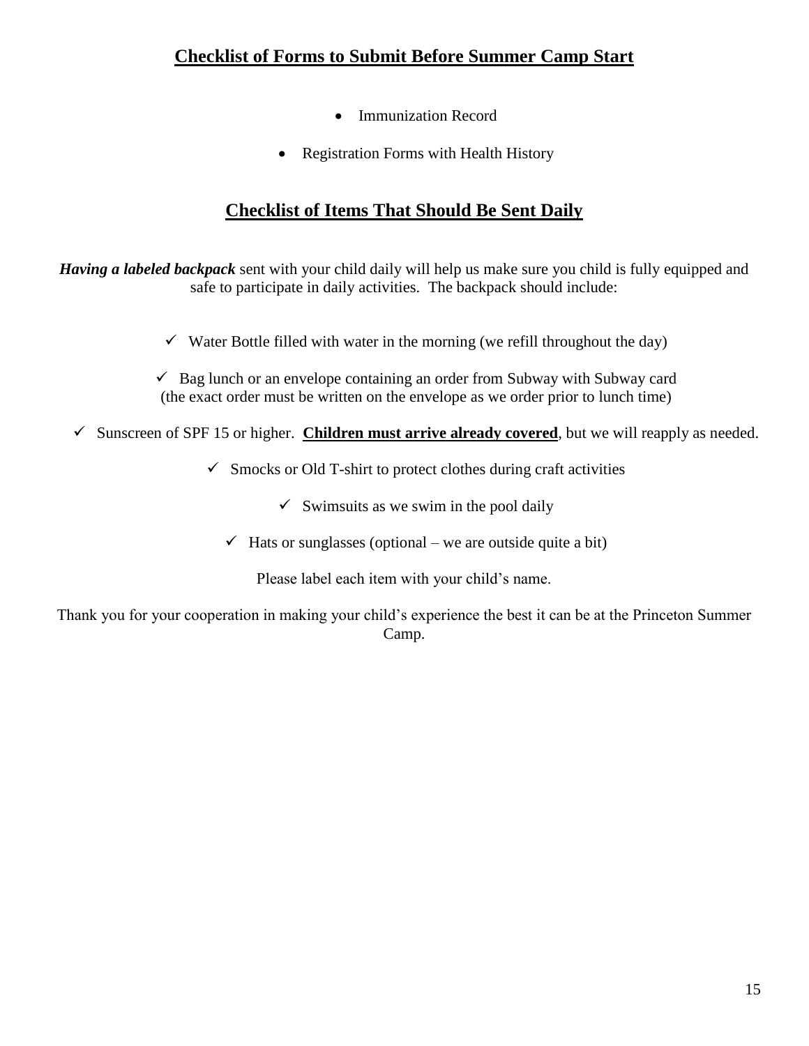## Checklist of Forms to Submit Before Summer Camp Start

- Immunization Record
- Registration Forms with Health History

## Checklist of Items That Should Be Sent Daily

***Having a labeled backpack*** sent with your child daily will help us make sure you child is fully equipped and safe to participate in daily activities. The backpack should include:

- ✓ Water Bottle filled with water in the morning (we refill throughout the day)
- ✓ Bag lunch or an envelope containing an order from Subway with Subway card (the exact order must be written on the envelope as we order prior to lunch time)
- ✓ Sunscreen of SPF 15 or higher. **Children must arrive already covered**, but we will reapply as needed.
- ✓ Smocks or Old T-shirt to protect clothes during craft activities
- ✓ Swimsuits as we swim in the pool daily
- ✓ Hats or sunglasses (optional – we are outside quite a bit)

Please label each item with your child's name.

Thank you for your cooperation in making your child's experience the best it can be at the Princeton Summer Camp.